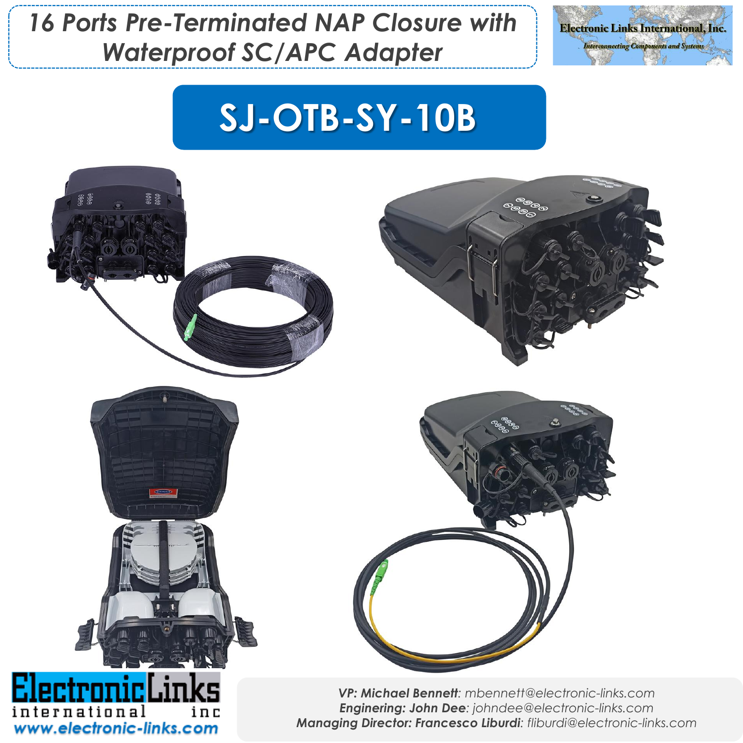# 16 Ports Pre-Terminated NAP Closure with Waterproof SC/APC Adapter

Electronic Links International, Inc.

*Interconnecting Components and Systems*

## SJ-OTB-SY-10B

Electronic Links international inc

www.electronic-links.com

***VP: Michael Bennett**: mbennett@electronic-links.com*
***Enginering: John Dee**: johndee@electronic-links.com*
***Managing Director: Francesco Liburdi**: fliburdi@electronic-links.com*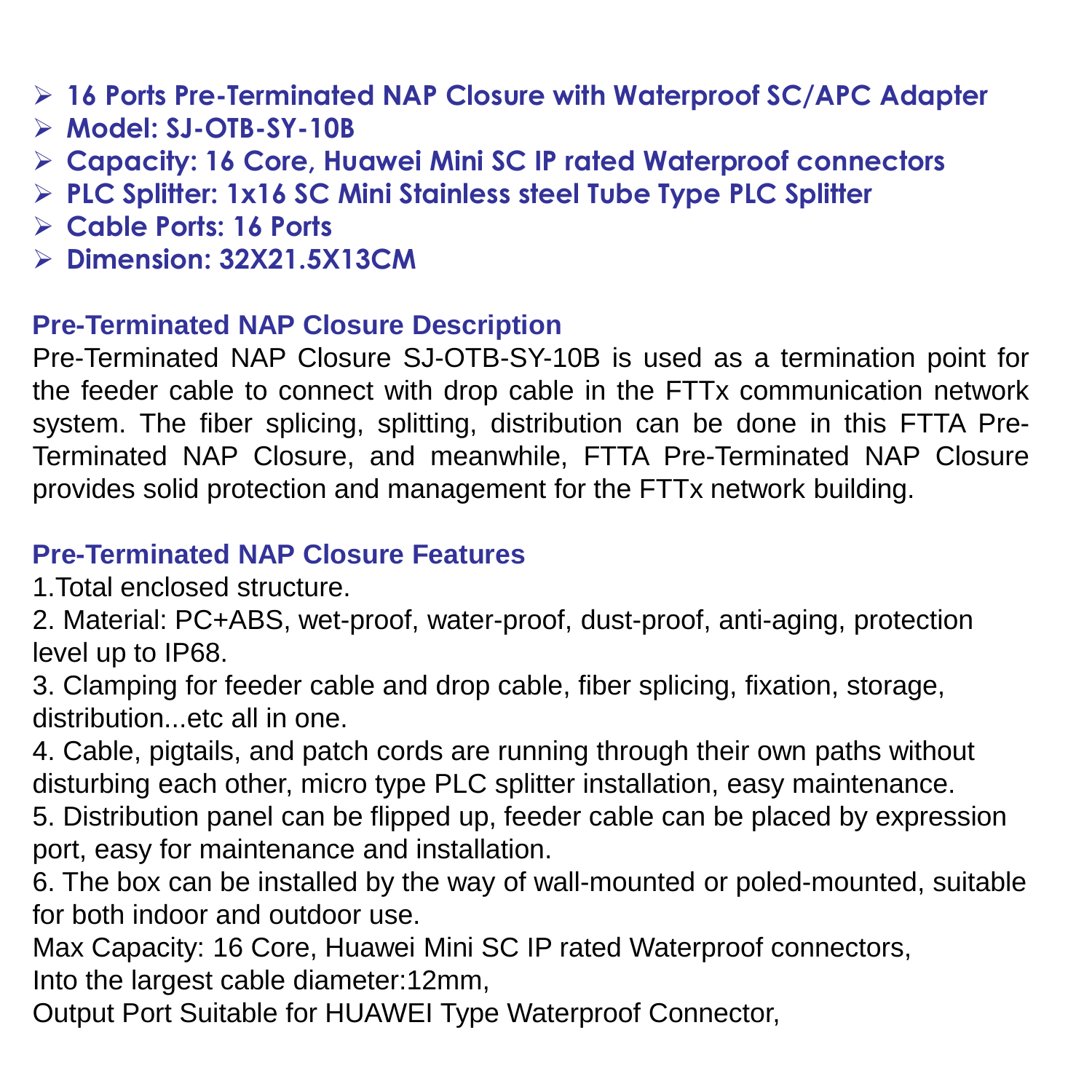- **16 Ports Pre-Terminated NAP Closure with Waterproof SC/APC Adapter**
- **Model: SJ-OTB-SY-10B**
- **Capacity: 16 Core, Huawei Mini SC IP rated Waterproof connectors**
- **PLC Splitter: 1x16 SC Mini Stainless steel Tube Type PLC Splitter**
- **Cable Ports: 16 Ports**
- **Dimension: 32X21.5X13CM**

## Pre-Terminated NAP Closure Description

Pre-Terminated NAP Closure SJ-OTB-SY-10B is used as a termination point for the feeder cable to connect with drop cable in the FTTx communication network system. The fiber splicing, splitting, distribution can be done in this FTTA Pre-Terminated NAP Closure, and meanwhile, FTTA Pre-Terminated NAP Closure provides solid protection and management for the FTTx network building.

## Pre-Terminated NAP Closure Features

1.Total enclosed structure.
2. Material: PC+ABS, wet-proof, water-proof, dust-proof, anti-aging, protection level up to IP68.
3. Clamping for feeder cable and drop cable, fiber splicing, fixation, storage, distribution...etc all in one.
4. Cable, pigtails, and patch cords are running through their own paths without disturbing each other, micro type PLC splitter installation, easy maintenance.
5. Distribution panel can be flipped up, feeder cable can be placed by expression port, easy for maintenance and installation.
6. The box can be installed by the way of wall-mounted or poled-mounted, suitable for both indoor and outdoor use.
Max Capacity: 16 Core, Huawei Mini SC IP rated Waterproof connectors,
Into the largest cable diameter:12mm,
Output Port Suitable for HUAWEI Type Waterproof Connector,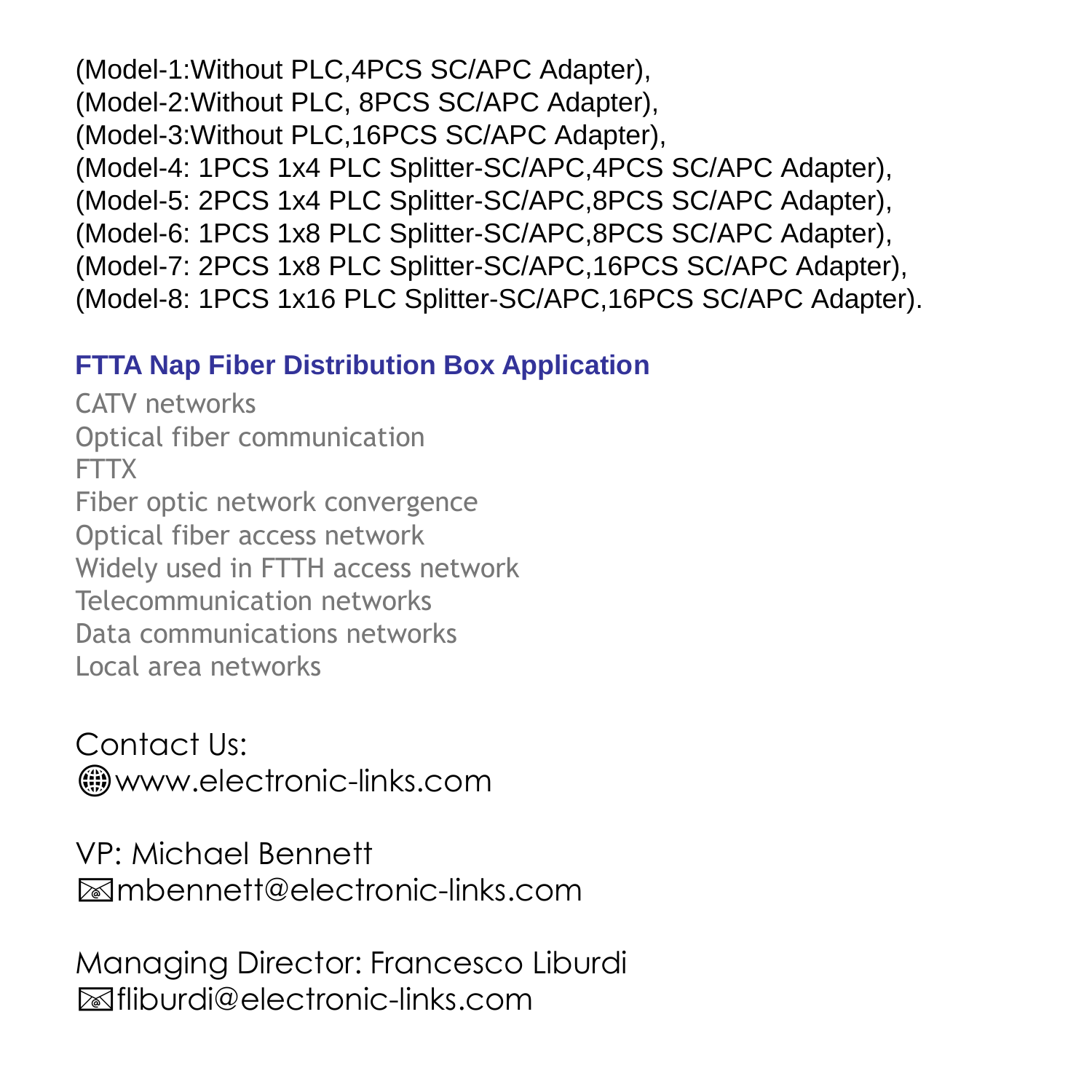(Model-1:Without PLC,4PCS SC/APC Adapter),
(Model-2:Without PLC, 8PCS SC/APC Adapter),
(Model-3:Without PLC,16PCS SC/APC Adapter),
(Model-4: 1PCS 1x4 PLC Splitter-SC/APC,4PCS SC/APC Adapter),
(Model-5: 2PCS 1x4 PLC Splitter-SC/APC,8PCS SC/APC Adapter),
(Model-6: 1PCS 1x8 PLC Splitter-SC/APC,8PCS SC/APC Adapter),
(Model-7: 2PCS 1x8 PLC Splitter-SC/APC,16PCS SC/APC Adapter),
(Model-8: 1PCS 1x16 PLC Splitter-SC/APC,16PCS SC/APC Adapter).

## FTTA Nap Fiber Distribution Box Application

CATV networks
Optical fiber communication
FTTX
Fiber optic network convergence
Optical fiber access network
Widely used in FTTH access network
Telecommunication networks
Data communications networks
Local area networks

Contact Us:
🌐www.electronic-links.com

VP: Michael Bennett
📧mbennett@electronic-links.com

Managing Director: Francesco Liburdi
📧fliburdi@electronic-links.com